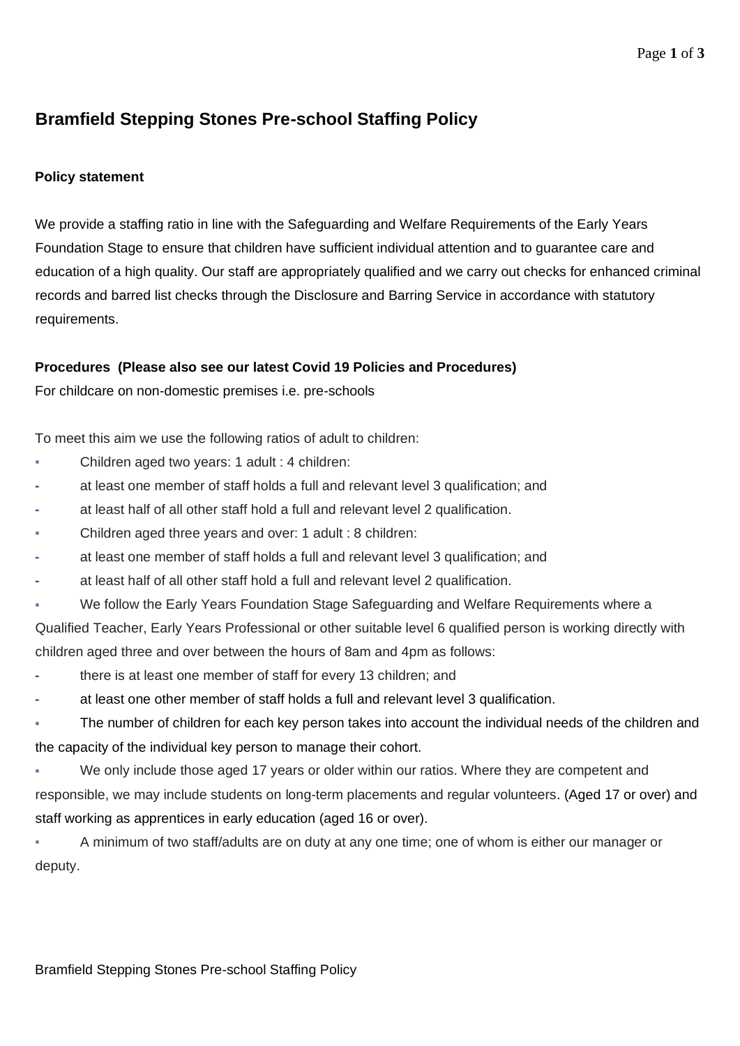# Bramfield Stepping Stones Pre-school Staffing Policy

**Policy statement**

We provide a staffing ratio in line with the Safeguarding and Welfare Requirements of the Early Years Foundation Stage to ensure that children have sufficient individual attention and to guarantee care and education of a high quality. Our staff are appropriately qualified and we carry out checks for enhanced criminal records and barred list checks through the Disclosure and Barring Service in accordance with statutory requirements.

**Procedures (Please also see our latest Covid 19 Policies and Procedures)**

For childcare on non-domestic premises i.e. pre-schools

To meet this aim we use the following ratios of adult to children:

- Children aged two years: 1 adult : 4 children:
  - at least one member of staff holds a full and relevant level 3 qualification; and
  - at least half of all other staff hold a full and relevant level 2 qualification.
- Children aged three years and over: 1 adult : 8 children:
  - at least one member of staff holds a full and relevant level 3 qualification; and
  - at least half of all other staff hold a full and relevant level 2 qualification.
- We follow the Early Years Foundation Stage Safeguarding and Welfare Requirements where a Qualified Teacher, Early Years Professional or other suitable level 6 qualified person is working directly with children aged three and over between the hours of 8am and 4pm as follows:
  - there is at least one member of staff for every 13 children; and
  - at least one other member of staff holds a full and relevant level 3 qualification.
- The number of children for each key person takes into account the individual needs of the children and the capacity of the individual key person to manage their cohort.
- We only include those aged 17 years or older within our ratios. Where they are competent and responsible, we may include students on long-term placements and regular volunteers. (Aged 17 or over) and staff working as apprentices in early education (aged 16 or over).
- A minimum of two staff/adults are on duty at any one time; one of whom is either our manager or deputy.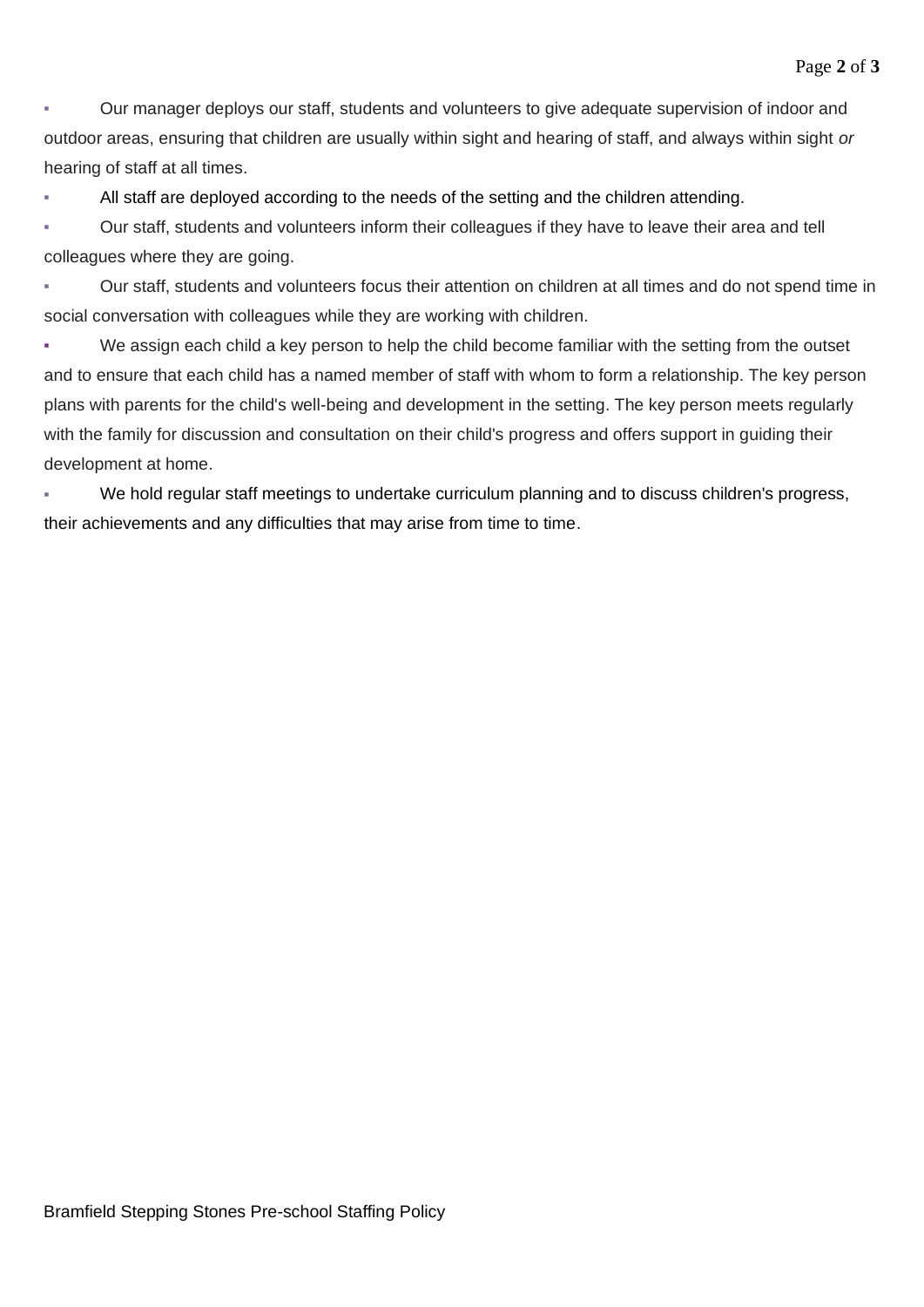- Our manager deploys our staff, students and volunteers to give adequate supervision of indoor and outdoor areas, ensuring that children are usually within sight and hearing of staff, and always within sight *or* hearing of staff at all times.
- All staff are deployed according to the needs of the setting and the children attending.
- Our staff, students and volunteers inform their colleagues if they have to leave their area and tell colleagues where they are going.
- Our staff, students and volunteers focus their attention on children at all times and do not spend time in social conversation with colleagues while they are working with children.
- We assign each child a key person to help the child become familiar with the setting from the outset and to ensure that each child has a named member of staff with whom to form a relationship. The key person plans with parents for the child's well-being and development in the setting. The key person meets regularly with the family for discussion and consultation on their child's progress and offers support in guiding their development at home.
- We hold regular staff meetings to undertake curriculum planning and to discuss children's progress, their achievements and any difficulties that may arise from time to time.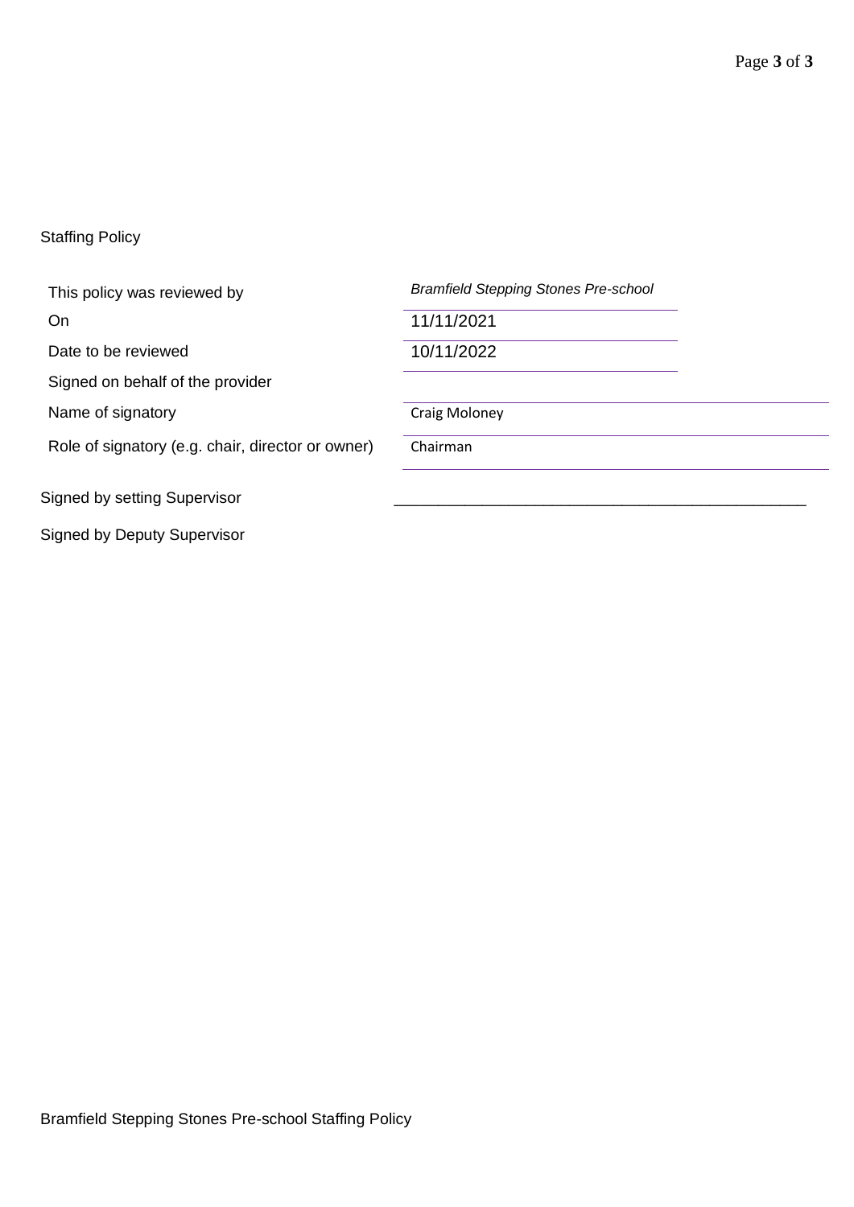Staffing Policy

| | |
|---|---|
| This policy was reviewed by | *Bramfield Stepping Stones Pre-school* |
| On | 11/11/2021 |
| Date to be reviewed | 10/11/2022 |
| Signed on behalf of the provider | |
| Name of signatory | Craig Moloney |
| Role of signatory (e.g. chair, director or owner) | Chairman |

Signed by setting Supervisor _______________________________________________

Signed by Deputy Supervisor